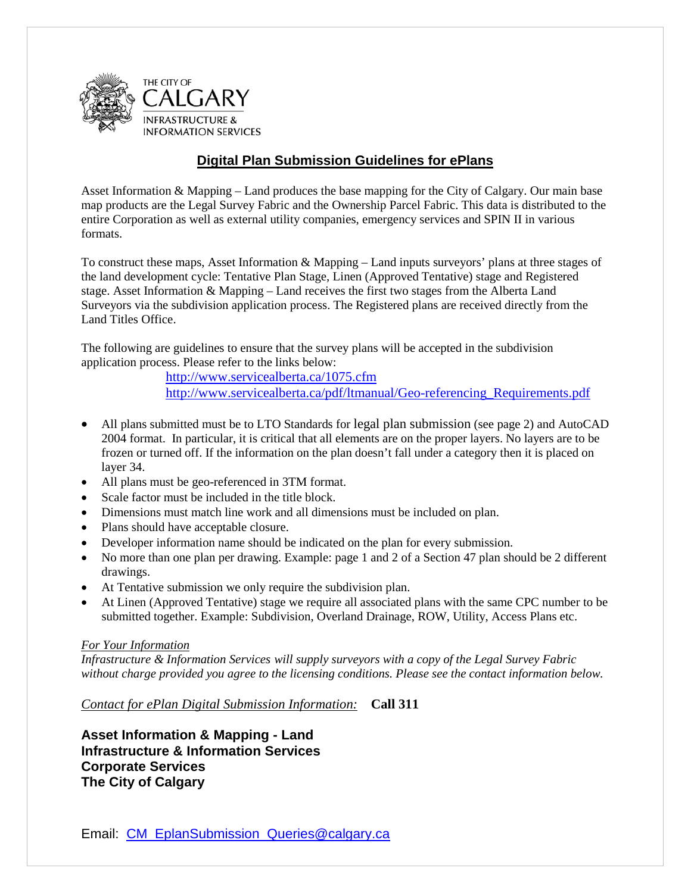THE CITY OF
CALGARY
INFRASTRUCTURE &
INFORMATION SERVICES

# Digital Plan Submission Guidelines for ePlans

Asset Information & Mapping – Land produces the base mapping for the City of Calgary. Our main base map products are the Legal Survey Fabric and the Ownership Parcel Fabric. This data is distributed to the entire Corporation as well as external utility companies, emergency services and SPIN II in various formats.

To construct these maps, Asset Information & Mapping – Land inputs surveyors' plans at three stages of the land development cycle: Tentative Plan Stage, Linen (Approved Tentative) stage and Registered stage. Asset Information & Mapping – Land receives the first two stages from the Alberta Land Surveyors via the subdivision application process. The Registered plans are received directly from the Land Titles Office.

The following are guidelines to ensure that the survey plans will be accepted in the subdivision application process. Please refer to the links below:

http://www.servicealberta.ca/1075.cfm
http://www.servicealberta.ca/pdf/ltmanual/Geo-referencing_Requirements.pdf

- All plans submitted must be to LTO Standards for legal plan submission (see page 2) and AutoCAD 2004 format. In particular, it is critical that all elements are on the proper layers. No layers are to be frozen or turned off. If the information on the plan doesn't fall under a category then it is placed on layer 34.
- All plans must be geo-referenced in 3TM format.
- Scale factor must be included in the title block.
- Dimensions must match line work and all dimensions must be included on plan.
- Plans should have acceptable closure.
- Developer information name should be indicated on the plan for every submission.
- No more than one plan per drawing. Example: page 1 and 2 of a Section 47 plan should be 2 different drawings.
- At Tentative submission we only require the subdivision plan.
- At Linen (Approved Tentative) stage we require all associated plans with the same CPC number to be submitted together. Example: Subdivision, Overland Drainage, ROW, Utility, Access Plans etc.

*For Your Information*
*Infrastructure & Information Services will supply surveyors with a copy of the Legal Survey Fabric without charge provided you agree to the licensing conditions. Please see the contact information below.*

*Contact for ePlan Digital Submission Information:* **Call 311**

**Asset Information & Mapping - Land**
**Infrastructure & Information Services**
**Corporate Services**
**The City of Calgary**

Email: CM_EplanSubmission_Queries@calgary.ca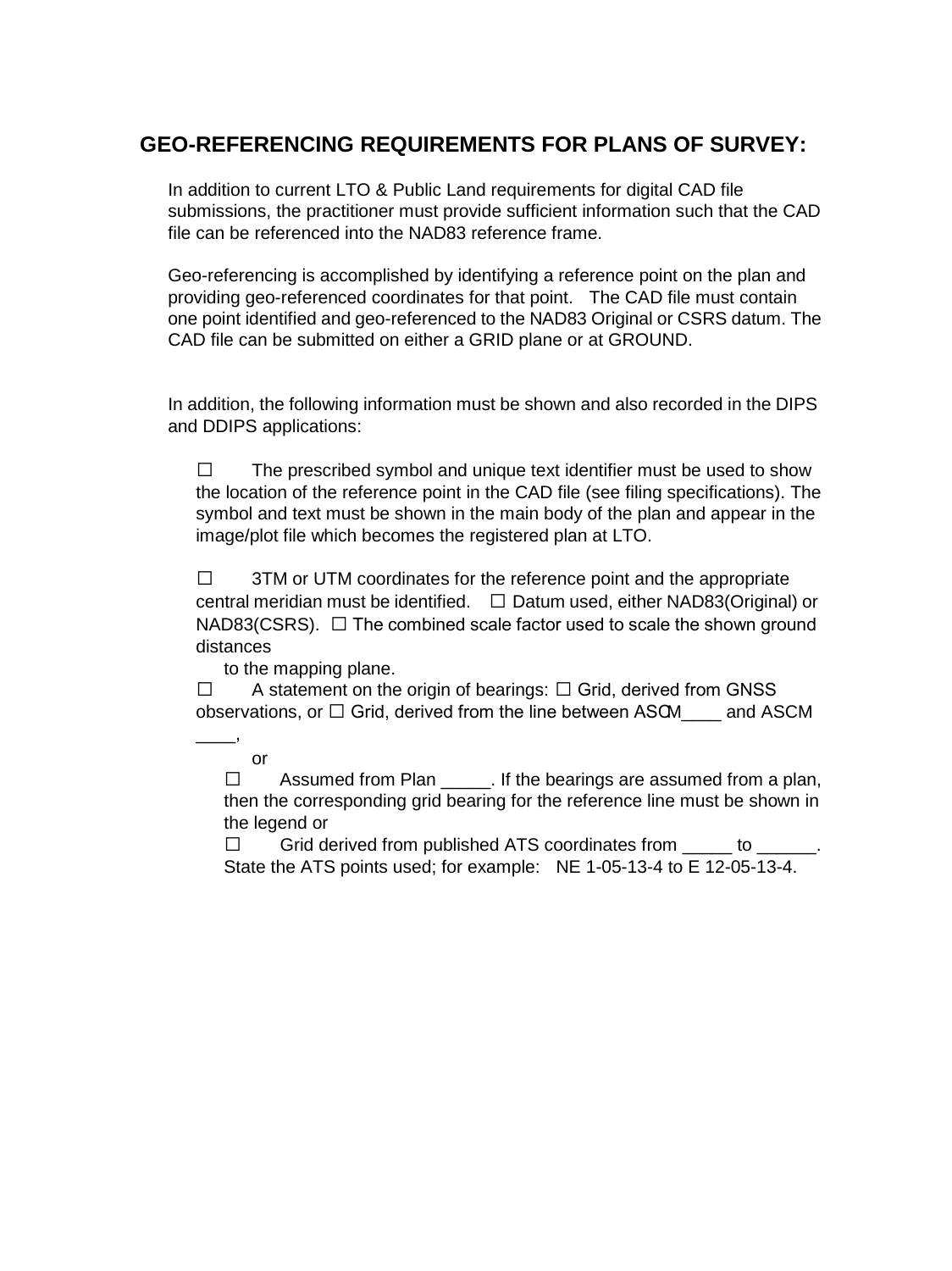## GEO-REFERENCING REQUIREMENTS FOR PLANS OF SURVEY:

In addition to current LTO & Public Land requirements for digital CAD file submissions, the practitioner must provide sufficient information such that the CAD file can be referenced into the NAD83 reference frame.

Geo-referencing is accomplished by identifying a reference point on the plan and providing geo-referenced coordinates for that point. The CAD file must contain one point identified and geo-referenced to the NAD83 Original or CSRS datum. The CAD file can be submitted on either a GRID plane or at GROUND.

In addition, the following information must be shown and also recorded in the DIPS and DDIPS applications:

☐ The prescribed symbol and unique text identifier must be used to show the location of the reference point in the CAD file (see filing specifications). The symbol and text must be shown in the main body of the plan and appear in the image/plot file which becomes the registered plan at LTO.

☐ 3TM or UTM coordinates for the reference point and the appropriate central meridian must be identified. ☐ Datum used, either NAD83(Original) or NAD83(CSRS). ☐ The combined scale factor used to scale the shown ground distances to the mapping plane.

☐ A statement on the origin of bearings: ☐ Grid, derived from GNSS observations, or ☐ Grid, derived from the line between ASCM____ and ASCM ____, or

☐ Assumed from Plan _____. If the bearings are assumed from a plan, then the corresponding grid bearing for the reference line must be shown in the legend or

☐ Grid derived from published ATS coordinates from _____ to ______. State the ATS points used; for example: NE 1-05-13-4 to E 12-05-13-4.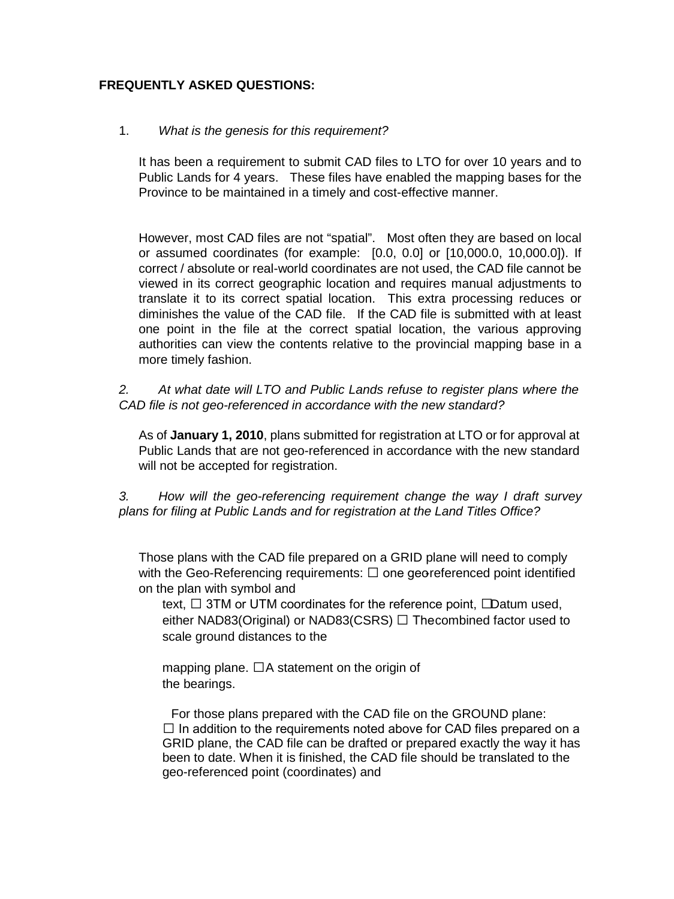**FREQUENTLY ASKED QUESTIONS:**

1. *What is the genesis for this requirement?*

It has been a requirement to submit CAD files to LTO for over 10 years and to Public Lands for 4 years. These files have enabled the mapping bases for the Province to be maintained in a timely and cost-effective manner.

However, most CAD files are not "spatial". Most often they are based on local or assumed coordinates (for example: [0.0, 0.0] or [10,000.0, 10,000.0]). If correct / absolute or real-world coordinates are not used, the CAD file cannot be viewed in its correct geographic location and requires manual adjustments to translate it to its correct spatial location. This extra processing reduces or diminishes the value of the CAD file. If the CAD file is submitted with at least one point in the file at the correct spatial location, the various approving authorities can view the contents relative to the provincial mapping base in a more timely fashion.

2. *At what date will LTO and Public Lands refuse to register plans where the CAD file is not geo-referenced in accordance with the new standard?*

As of **January 1, 2010**, plans submitted for registration at LTO or for approval at Public Lands that are not geo-referenced in accordance with the new standard will not be accepted for registration.

3. *How will the geo-referencing requirement change the way I draft survey plans for filing at Public Lands and for registration at the Land Titles Office?*

Those plans with the CAD file prepared on a GRID plane will need to comply with the Geo-Referencing requirements:

- ☐ one geo-referenced point identified on the plan with symbol and text,
- ☐ 3TM or UTM coordinates for the reference point,
- ☐ Datum used, either NAD83(Original) or NAD83(CSRS)
- ☐ The combined factor used to scale ground distances to the mapping plane.
- ☐ A statement on the origin of the bearings.

For those plans prepared with the CAD file on the GROUND plane:

- ☐ In addition to the requirements noted above for CAD files prepared on a GRID plane, the CAD file can be drafted or prepared exactly the way it has been to date. When it is finished, the CAD file should be translated to the geo-referenced point (coordinates) and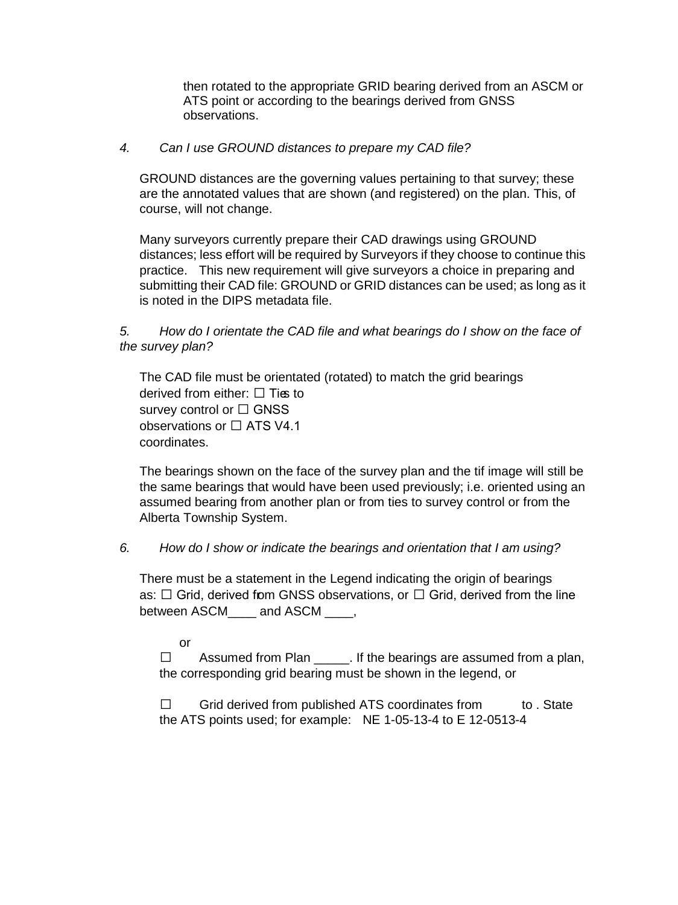then rotated to the appropriate GRID bearing derived from an ASCM or ATS point or according to the bearings derived from GNSS observations.

*4. Can I use GROUND distances to prepare my CAD file?*

GROUND distances are the governing values pertaining to that survey; these are the annotated values that are shown (and registered) on the plan. This, of course, will not change.

Many surveyors currently prepare their CAD drawings using GROUND distances; less effort will be required by Surveyors if they choose to continue this practice. This new requirement will give surveyors a choice in preparing and submitting their CAD file: GROUND or GRID distances can be used; as long as it is noted in the DIPS metadata file.

*5. How do I orientate the CAD file and what bearings do I show on the face of the survey plan?*

The CAD file must be orientated (rotated) to match the grid bearings derived from either: ☐ Ties to survey control or ☐ GNSS observations or ☐ ATS V4.1 coordinates.

The bearings shown on the face of the survey plan and the tif image will still be the same bearings that would have been used previously; i.e. oriented using an assumed bearing from another plan or from ties to survey control or from the Alberta Township System.

*6. How do I show or indicate the bearings and orientation that I am using?*

There must be a statement in the Legend indicating the origin of bearings as: ☐ Grid, derived from GNSS observations, or ☐ Grid, derived from the line between ASCM____ and ASCM ____,

or

☐ Assumed from Plan _____. If the bearings are assumed from a plan, the corresponding grid bearing must be shown in the legend, or

☐ Grid derived from published ATS coordinates from to . State the ATS points used; for example: NE 1-05-13-4 to E 12-0513-4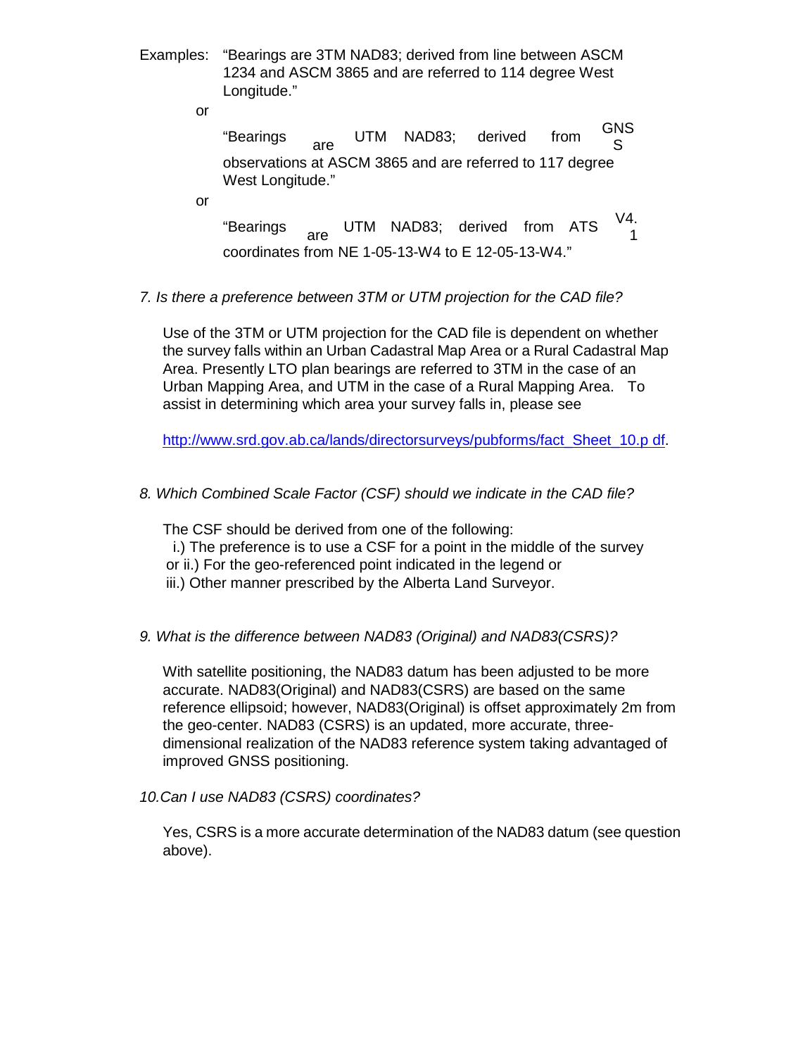Examples: "Bearings are 3TM NAD83; derived from line between ASCM 1234 and ASCM 3865 and are referred to 114 degree West Longitude."

or

"Bearings are UTM NAD83; derived from GNSS observations at ASCM 3865 and are referred to 117 degree West Longitude."

or

"Bearings are UTM NAD83; derived from ATS V4.1 coordinates from NE 1-05-13-W4 to E 12-05-13-W4."

*7. Is there a preference between 3TM or UTM projection for the CAD file?*

Use of the 3TM or UTM projection for the CAD file is dependent on whether the survey falls within an Urban Cadastral Map Area or a Rural Cadastral Map Area. Presently LTO plan bearings are referred to 3TM in the case of an Urban Mapping Area, and UTM in the case of a Rural Mapping Area. To assist in determining which area your survey falls in, please see

http://www.srd.gov.ab.ca/lands/directorsurveys/pubforms/fact_Sheet_10.p df.

*8. Which Combined Scale Factor (CSF) should we indicate in the CAD file?*

The CSF should be derived from one of the following:

i.) The preference is to use a CSF for a point in the middle of the survey
or ii.) For the geo-referenced point indicated in the legend or
iii.) Other manner prescribed by the Alberta Land Surveyor.

*9. What is the difference between NAD83 (Original) and NAD83(CSRS)?*

With satellite positioning, the NAD83 datum has been adjusted to be more accurate. NAD83(Original) and NAD83(CSRS) are based on the same reference ellipsoid; however, NAD83(Original) is offset approximately 2m from the geo-center. NAD83 (CSRS) is an updated, more accurate, three-dimensional realization of the NAD83 reference system taking advantaged of improved GNSS positioning.

*10.Can I use NAD83 (CSRS) coordinates?*

Yes, CSRS is a more accurate determination of the NAD83 datum (see question above).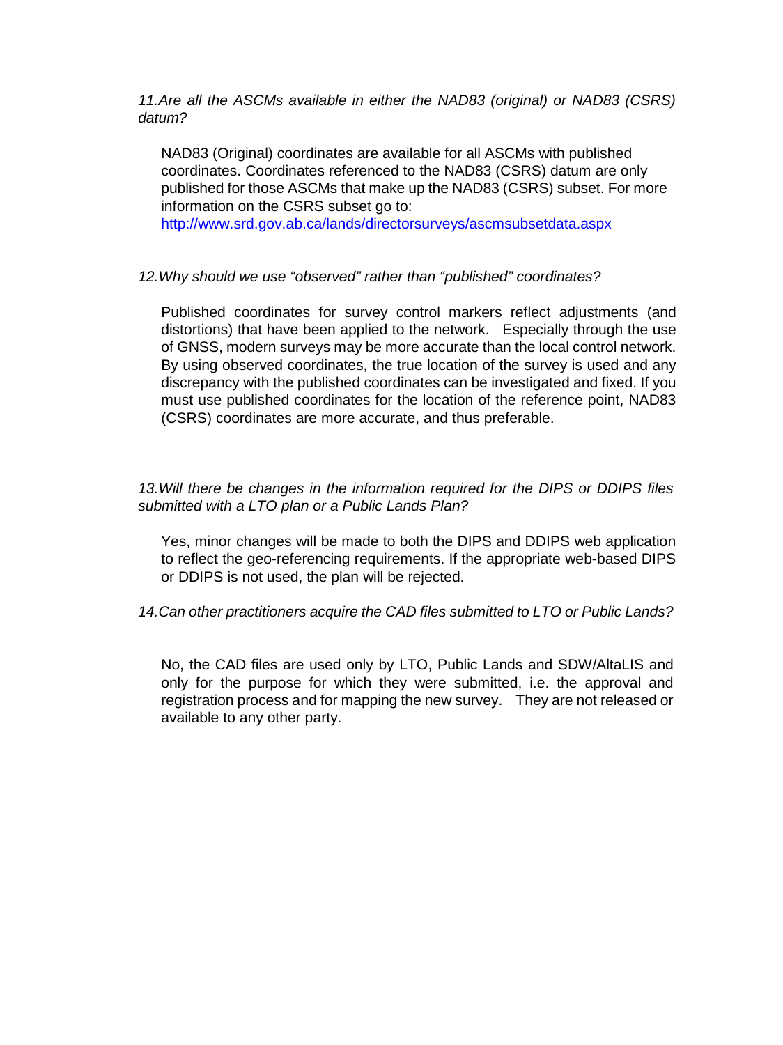*11.Are all the ASCMs available in either the NAD83 (original) or NAD83 (CSRS) datum?*

NAD83 (Original) coordinates are available for all ASCMs with published coordinates. Coordinates referenced to the NAD83 (CSRS) datum are only published for those ASCMs that make up the NAD83 (CSRS) subset. For more information on the CSRS subset go to: http://www.srd.gov.ab.ca/lands/directorsurveys/ascmsubsetdata.aspx

*12.Why should we use "observed" rather than "published" coordinates?*

Published coordinates for survey control markers reflect adjustments (and distortions) that have been applied to the network. Especially through the use of GNSS, modern surveys may be more accurate than the local control network. By using observed coordinates, the true location of the survey is used and any discrepancy with the published coordinates can be investigated and fixed. If you must use published coordinates for the location of the reference point, NAD83 (CSRS) coordinates are more accurate, and thus preferable.

*13.Will there be changes in the information required for the DIPS or DDIPS files submitted with a LTO plan or a Public Lands Plan?*

Yes, minor changes will be made to both the DIPS and DDIPS web application to reflect the geo-referencing requirements. If the appropriate web-based DIPS or DDIPS is not used, the plan will be rejected.

*14.Can other practitioners acquire the CAD files submitted to LTO or Public Lands?*

No, the CAD files are used only by LTO, Public Lands and SDW/AltaLIS and only for the purpose for which they were submitted, i.e. the approval and registration process and for mapping the new survey. They are not released or available to any other party.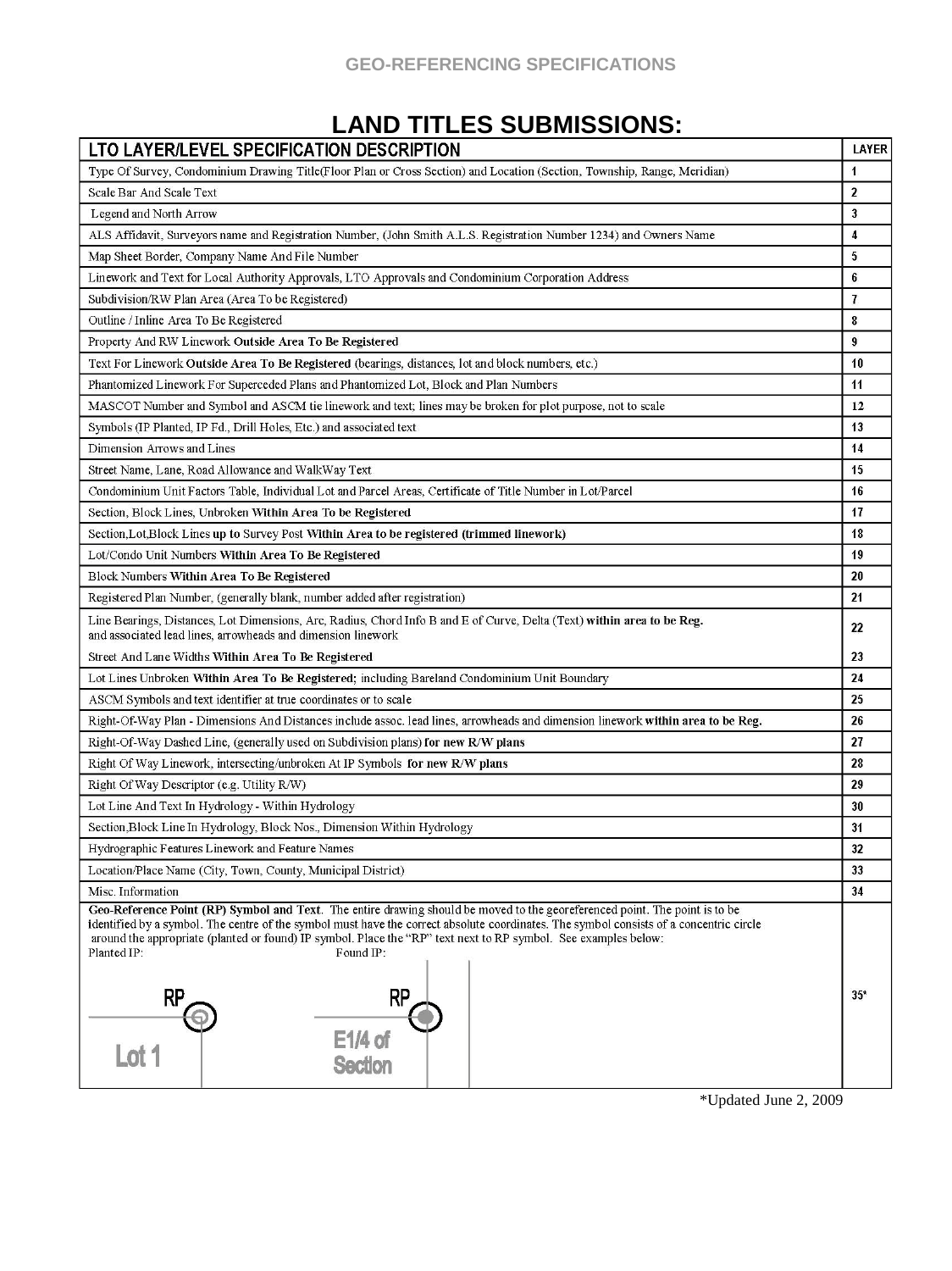GEO-REFERENCING SPECIFICATIONS

# LAND TITLES SUBMISSIONS:

| LTO LAYER/LEVEL SPECIFICATION DESCRIPTION | LAYER |
|---|---|
| Type Of Survey, Condominium Drawing Title(Floor Plan or Cross Section) and Location (Section, Township, Range, Meridian) | 1 |
| Scale Bar And Scale Text | 2 |
| Legend and North Arrow | 3 |
| ALS Affidavit, Surveyors name and Registration Number, (John Smith A.L.S. Registration Number 1234) and Owners Name | 4 |
| Map Sheet Border, Company Name And File Number | 5 |
| Linework and Text for Local Authority Approvals, LTO Approvals and Condominium Corporation Address | 6 |
| Subdivision/RW Plan Area (Area To be Registered) | 7 |
| Outline / Inline Area To Be Registered | 8 |
| Property And RW Linework **Outside Area To Be Registered** | 9 |
| Text For Linework **Outside Area To Be Registered** (bearings, distances, lot and block numbers, etc.) | 10 |
| Phantomized Linework For Superceded Plans and Phantomized Lot, Block and Plan Numbers | 11 |
| MASCOT Number and Symbol and ASCM tie linework and text; lines may be broken for plot purpose, not to scale | 12 |
| Symbols (IP Planted, IP Fd., Drill Holes, Etc.) and associated text | 13 |
| Dimension Arrows and Lines | 14 |
| Street Name, Lane, Road Allowance and WalkWay Text | 15 |
| Condominium Unit Factors Table, Individual Lot and Parcel Areas, Certificate of Title Number in Lot/Parcel | 16 |
| Section, Block Lines, Unbroken **Within Area To be Registered** | 17 |
| Section,Lot,Block Lines **up to** Survey Post **Within Area to be registered (trimmed linework)** | 18 |
| Lot/Condo Unit Numbers **Within Area To Be Registered** | 19 |
| Block Numbers **Within Area To Be Registered** | 20 |
| Registered Plan Number, (generally blank, number added after registration) | 21 |
| Line Bearings, Distances, Lot Dimensions, Arc, Radius, Chord Info B and E of Curve, Delta (Text) **within area to be Reg.** and associated lead lines, arrowheads and dimension linework | 22 |
| Street And Lane Widths **Within Area To Be Registered** | 23 |
| Lot Lines Unbroken **Within Area To Be Registered;** including Bareland Condominium Unit Boundary | 24 |
| ASCM Symbols and text identifier at true coordinates or to scale | 25 |
| Right-Of-Way Plan - Dimensions And Distances include assoc. lead lines, arrowheads and dimension linework **within area to be Reg.** | 26 |
| Right-Of-Way Dashed Line, (generally used on Subdivision plans) **for new R/W plans** | 27 |
| Right Of Way Linework, intersecting/unbroken At IP Symbols **for new R/W plans** | 28 |
| Right Of Way Descriptor (e.g. Utility R/W) | 29 |
| Lot Line And Text In Hydrology - Within Hydrology | 30 |
| Section,Block Line In Hydrology, Block Nos., Dimension Within Hydrology | 31 |
| Hydrographic Features Linework and Feature Names | 32 |
| Location/Place Name (City, Town, County, Municipal District) | 33 |
| Misc. Information | 34 |
| **Geo-Reference Point (RP) Symbol and Text.** The entire drawing should be moved to the georeferenced point. The point is to be identified by a symbol. The centre of the symbol must have the correct absolute coordinates. The symbol consists of a concentric circle around the appropriate (planted or found) IP symbol. Place the "RP" text next to RP symbol. See examples below: Planted IP: RP Lot 1 Found IP: RP E1/4 of Section | 35* |

*Updated June 2, 2009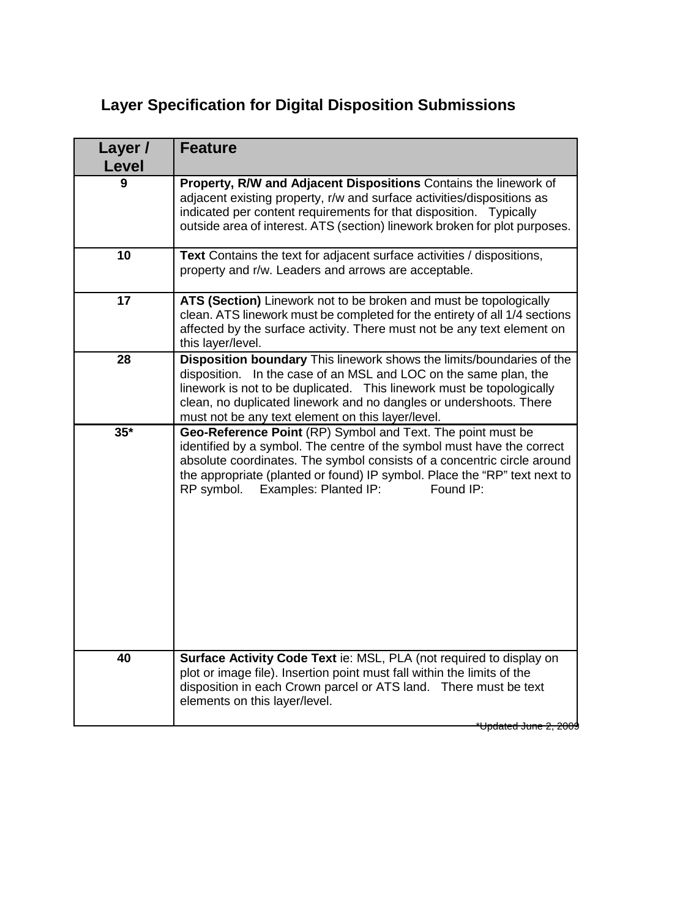# Layer Specification for Digital Disposition Submissions

| Layer / Level | Feature |
|---|---|
| 9 | **Property, R/W and Adjacent Dispositions** Contains the linework of adjacent existing property, r/w and surface activities/dispositions as indicated per content requirements for that disposition. Typically outside area of interest. ATS (section) linework broken for plot purposes. |
| 10 | **Text** Contains the text for adjacent surface activities / dispositions, property and r/w. Leaders and arrows are acceptable. |
| 17 | **ATS (Section)** Linework not to be broken and must be topologically clean. ATS linework must be completed for the entirety of all 1/4 sections affected by the surface activity. There must not be any text element on this layer/level. |
| 28 | **Disposition boundary** This linework shows the limits/boundaries of the disposition. In the case of an MSL and LOC on the same plan, the linework is not to be duplicated. This linework must be topologically clean, no duplicated linework and no dangles or undershoots. There must not be any text element on this layer/level. |
| 35* | **Geo-Reference Point** (RP) Symbol and Text. The point must be identified by a symbol. The centre of the symbol must have the correct absolute coordinates. The symbol consists of a concentric circle around the appropriate (planted or found) IP symbol. Place the "RP" text next to RP symbol. Examples: Planted IP: Found IP: |
| 40 | **Surface Activity Code Text** ie: MSL, PLA (not required to display on plot or image file). Insertion point must fall within the limits of the disposition in each Crown parcel or ATS land. There must be text elements on this layer/level. |

~~*Updated June 2, 2009~~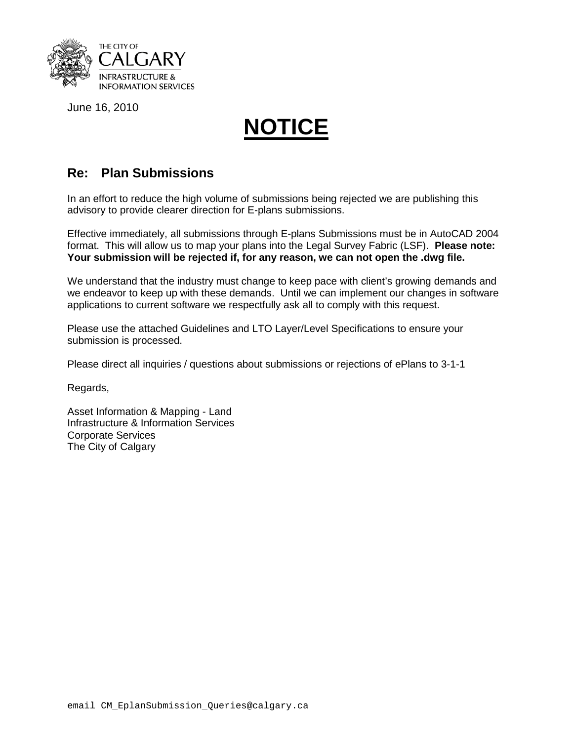THE CITY OF
CALGARY
INFRASTRUCTURE &
INFORMATION SERVICES

June 16, 2010

# NOTICE

## Re: Plan Submissions

In an effort to reduce the high volume of submissions being rejected we are publishing this advisory to provide clearer direction for E-plans submissions.

Effective immediately, all submissions through E-plans Submissions must be in AutoCAD 2004 format. This will allow us to map your plans into the Legal Survey Fabric (LSF). **Please note: Your submission will be rejected if, for any reason, we can not open the .dwg file.**

We understand that the industry must change to keep pace with client's growing demands and we endeavor to keep up with these demands. Until we can implement our changes in software applications to current software we respectfully ask all to comply with this request.

Please use the attached Guidelines and LTO Layer/Level Specifications to ensure your submission is processed.

Please direct all inquiries / questions about submissions or rejections of ePlans to 3-1-1

Regards,

Asset Information & Mapping - Land
Infrastructure & Information Services
Corporate Services
The City of Calgary

email CM_EplanSubmission_Queries@calgary.ca